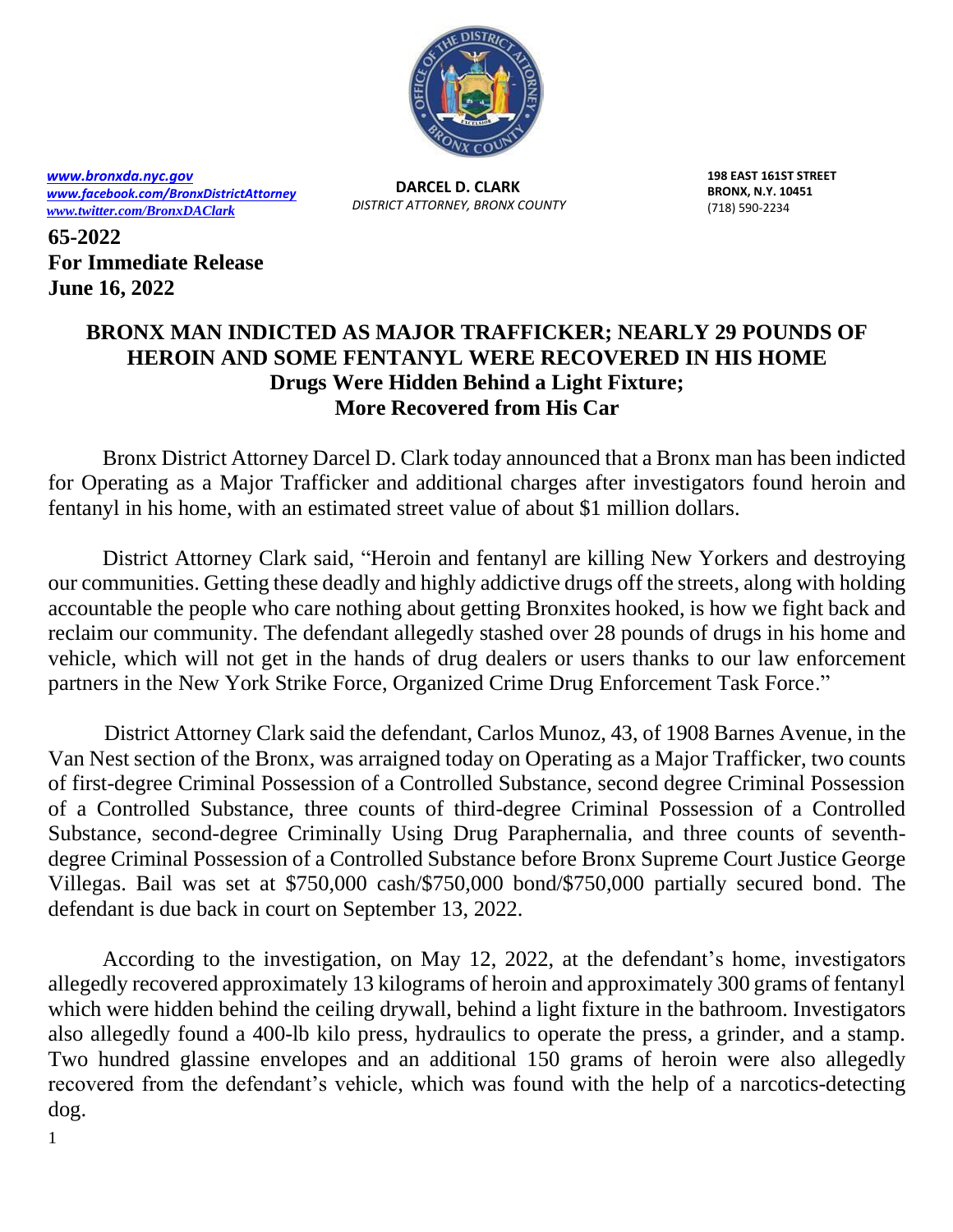www.bronxda.nyc.gov
www.facebook.com/BronxDistrictAttorney
www.twitter.com/BronxDAClark

**DARCEL D. CLARK**
*DISTRICT ATTORNEY, BRONX COUNTY*

**198 EAST 161ST STREET**
**BRONX, N.Y. 10451**
(718) 590-2234

**65-2022**
**For Immediate Release**
**June 16, 2022**

# BRONX MAN INDICTED AS MAJOR TRAFFICKER; NEARLY 29 POUNDS OF HEROIN AND SOME FENTANYL WERE RECOVERED IN HIS HOME

## Drugs Were Hidden Behind a Light Fixture; More Recovered from His Car

Bronx District Attorney Darcel D. Clark today announced that a Bronx man has been indicted for Operating as a Major Trafficker and additional charges after investigators found heroin and fentanyl in his home, with an estimated street value of about $1 million dollars.

District Attorney Clark said, "Heroin and fentanyl are killing New Yorkers and destroying our communities. Getting these deadly and highly addictive drugs off the streets, along with holding accountable the people who care nothing about getting Bronxites hooked, is how we fight back and reclaim our community. The defendant allegedly stashed over 28 pounds of drugs in his home and vehicle, which will not get in the hands of drug dealers or users thanks to our law enforcement partners in the New York Strike Force, Organized Crime Drug Enforcement Task Force."

District Attorney Clark said the defendant, Carlos Munoz, 43, of 1908 Barnes Avenue, in the Van Nest section of the Bronx, was arraigned today on Operating as a Major Trafficker, two counts of first-degree Criminal Possession of a Controlled Substance, second degree Criminal Possession of a Controlled Substance, three counts of third-degree Criminal Possession of a Controlled Substance, second-degree Criminally Using Drug Paraphernalia, and three counts of seventh-degree Criminal Possession of a Controlled Substance before Bronx Supreme Court Justice George Villegas. Bail was set at $750,000 cash/$750,000 bond/$750,000 partially secured bond. The defendant is due back in court on September 13, 2022.

According to the investigation, on May 12, 2022, at the defendant's home, investigators allegedly recovered approximately 13 kilograms of heroin and approximately 300 grams of fentanyl which were hidden behind the ceiling drywall, behind a light fixture in the bathroom. Investigators also allegedly found a 400-lb kilo press, hydraulics to operate the press, a grinder, and a stamp. Two hundred glassine envelopes and an additional 150 grams of heroin were also allegedly recovered from the defendant's vehicle, which was found with the help of a narcotics-detecting dog.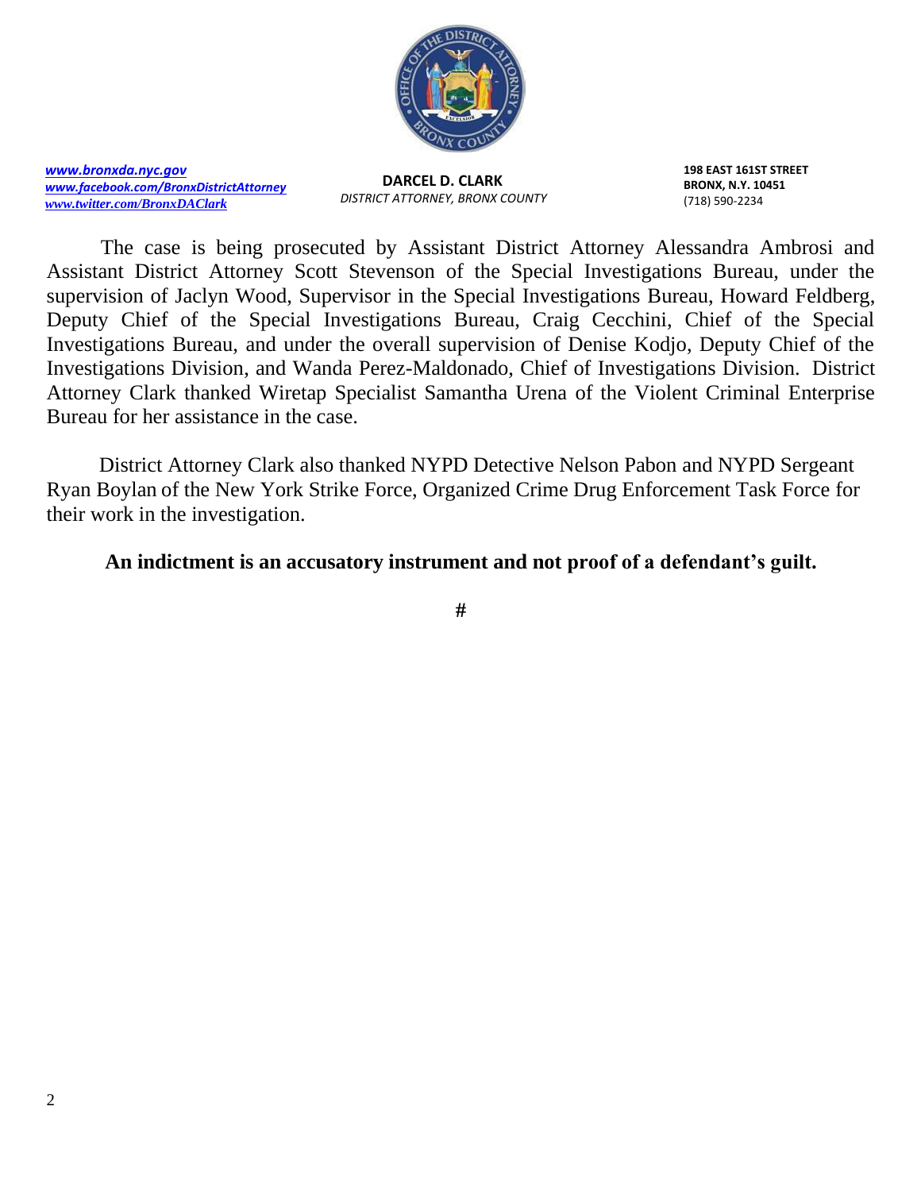www.bronxda.nyc.gov
www.facebook.com/BronxDistrictAttorney
www.twitter.com/BronxDAClark

**DARCEL D. CLARK**
*DISTRICT ATTORNEY, BRONX COUNTY*

**198 EAST 161ST STREET**
**BRONX, N.Y. 10451**
(718) 590-2234

The case is being prosecuted by Assistant District Attorney Alessandra Ambrosi and Assistant District Attorney Scott Stevenson of the Special Investigations Bureau, under the supervision of Jaclyn Wood, Supervisor in the Special Investigations Bureau, Howard Feldberg, Deputy Chief of the Special Investigations Bureau, Craig Cecchini, Chief of the Special Investigations Bureau, and under the overall supervision of Denise Kodjo, Deputy Chief of the Investigations Division, and Wanda Perez-Maldonado, Chief of Investigations Division. District Attorney Clark thanked Wiretap Specialist Samantha Urena of the Violent Criminal Enterprise Bureau for her assistance in the case.

District Attorney Clark also thanked NYPD Detective Nelson Pabon and NYPD Sergeant Ryan Boylan of the New York Strike Force, Organized Crime Drug Enforcement Task Force for their work in the investigation.

**An indictment is an accusatory instrument and not proof of a defendant's guilt.**

#